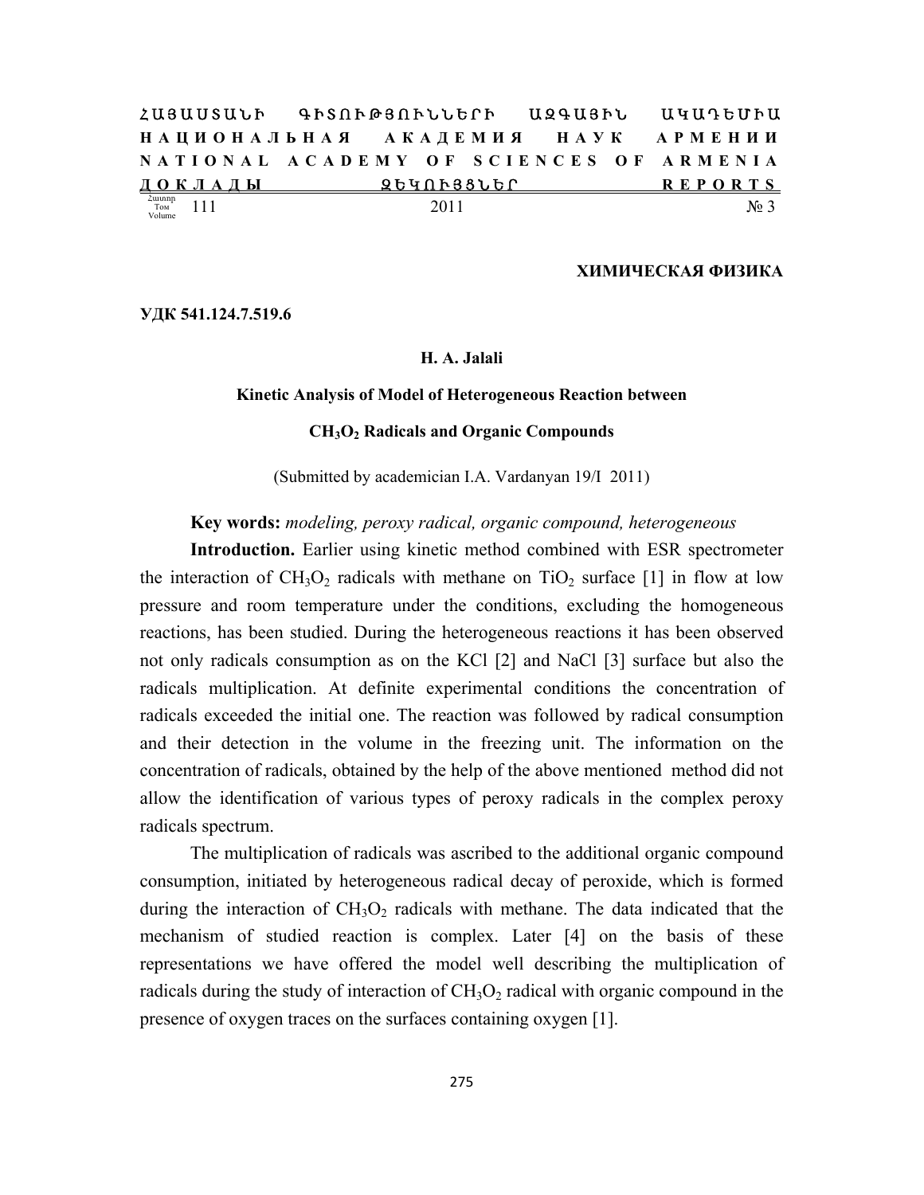ՀԱՅԱՍՏԱՆԻ ԳԻՏՈՒԹՅՈՒՆՆԵՐԻ ԱԶԳԱՅԻՆ ԱԿԱԴԵՄԻԱ
НАЦИОНАЛЬНАЯ АКАДЕМИЯ НАУК АРМЕНИИ
NATIONAL ACADEMY OF SCIENCES OF ARMENIA
ДОКЛАДЫ ԶԵԿՈՒՅՑՆԵՐ REPORTS

Հատոր Том Volume 111 2011 № 3

**ХИМИЧЕСКАЯ ФИЗИКА**

**УДК 541.124.7.519.6**

**H. A. Jalali**

# Kinetic Analysis of Model of Heterogeneous Reaction between $CH_3O_2$ Radicals and Organic Compounds

(Submitted by academician I.A. Vardanyan 19/I 2011)

**Key words:** *modeling, peroxy radical, organic compound, heterogeneous*

**Introduction.** Earlier using kinetic method combined with ESR spectrometer the interaction of $CH_3O_2$ radicals with methane on $TiO_2$ surface [1] in flow at low pressure and room temperature under the conditions, excluding the homogeneous reactions, has been studied. During the heterogeneous reactions it has been observed not only radicals consumption as on the KCl [2] and NaCl [3] surface but also the radicals multiplication. At definite experimental conditions the concentration of radicals exceeded the initial one. The reaction was followed by radical consumption and their detection in the volume in the freezing unit. The information on the concentration of radicals, obtained by the help of the above mentioned method did not allow the identification of various types of peroxy radicals in the complex peroxy radicals spectrum.

The multiplication of radicals was ascribed to the additional organic compound consumption, initiated by heterogeneous radical decay of peroxide, which is formed during the interaction of $CH_3O_2$ radicals with methane. The data indicated that the mechanism of studied reaction is complex. Later [4] on the basis of these representations we have offered the model well describing the multiplication of radicals during the study of interaction of $CH_3O_2$ radical with organic compound in the presence of oxygen traces on the surfaces containing oxygen [1].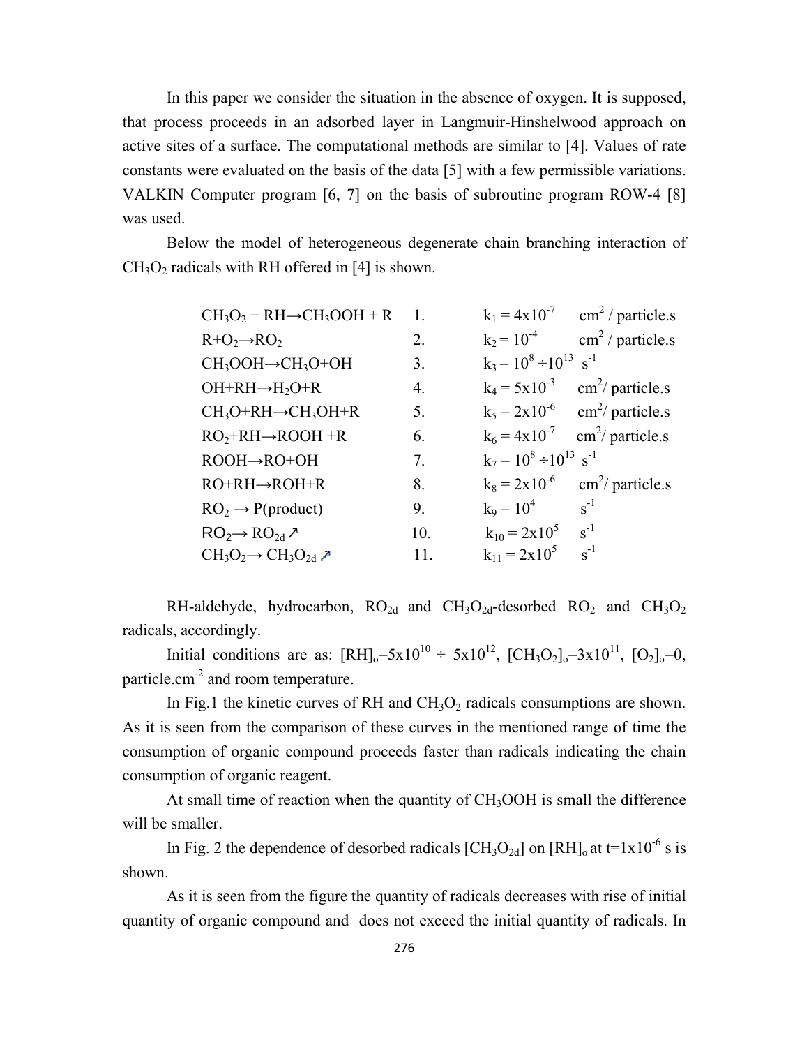In this paper we consider the situation in the absence of oxygen. It is supposed, that process proceeds in an adsorbed layer in Langmuir-Hinshelwood approach on active sites of a surface. The computational methods are similar to [4]. Values of rate constants were evaluated on the basis of the data [5] with a few permissible variations. VALKIN Computer program [6, 7] on the basis of subroutine program ROW-4 [8] was used.

Below the model of heterogeneous degenerate chain branching interaction of $CH_3O_2$ radicals with RH offered in [4] is shown.

| | | | |
|---|---|---|---|
| $CH_3O_2 + RH \rightarrow CH_3OOH + R$ | 1. | $k_1 = 4x10^{-7}$ | $cm^2$ / particle.s |
| $R+O_2 \rightarrow RO_2$ | 2. | $k_2 = 10^{-4}$ | $cm^2$ / particle.s |
| $CH_3OOH \rightarrow CH_3O+OH$ | 3. | $k_3 = 10^8 \div 10^{13}$ | $s^{-1}$ |
| $OH+RH \rightarrow H_2O+R$ | 4. | $k_4 = 5x10^{-3}$ | $cm^2$/ particle.s |
| $CH_3O+RH \rightarrow CH_3OH+R$ | 5. | $k_5 = 2x10^{-6}$ | $cm^2$/ particle.s |
| $RO_2+RH \rightarrow ROOH +R$ | 6. | $k_6 = 4x10^{-7}$ | $cm^2$/ particle.s |
| $ROOH \rightarrow RO+OH$ | 7. | $k_7 = 10^8 \div 10^{13}$ | $s^{-1}$ |
| $RO+RH \rightarrow ROH+R$ | 8. | $k_8 = 2x10^{-6}$ | $cm^2$/ particle.s |
| $RO_2 \rightarrow$ P(product) | 9. | $k_9 = 10^4$ | $s^{-1}$ |
| $RO_2 \rightarrow RO_{2d} \nearrow$ | 10. | $k_{10} = 2x10^5$ | $s^{-1}$ |
| $CH_3O_2 \rightarrow CH_3O_{2d} \nearrow$ | 11. | $k_{11} = 2x10^5$ | $s^{-1}$ |

RH-aldehyde, hydrocarbon, $RO_{2d}$ and $CH_3O_{2d}$-desorbed $RO_2$ and $CH_3O_2$ radicals, accordingly.

Initial conditions are as: $[RH]_o=5x10^{10} \div 5x10^{12}$, $[CH_3O_2]_o=3x10^{11}$, $[O_2]_o=0$, particle.$cm^{-2}$ and room temperature.

In Fig.1 the kinetic curves of RH and $CH_3O_2$ radicals consumptions are shown. As it is seen from the comparison of these curves in the mentioned range of time the consumption of organic compound proceeds faster than radicals indicating the chain consumption of organic reagent.

At small time of reaction when the quantity of $CH_3OOH$ is small the difference will be smaller.

In Fig. 2 the dependence of desorbed radicals $[CH_3O_{2d}]$ on $[RH]_o$ at $t=1x10^{-6}$ s is shown.

As it is seen from the figure the quantity of radicals decreases with rise of initial quantity of organic compound and does not exceed the initial quantity of radicals. In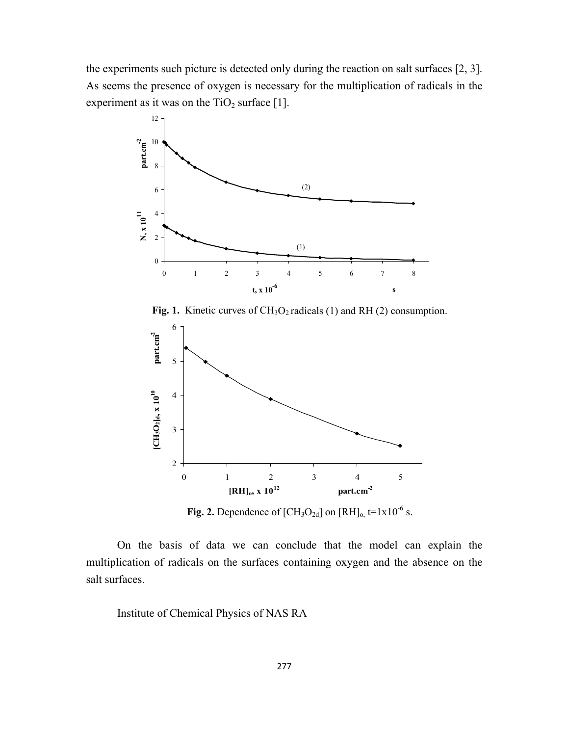the experiments such picture is detected only during the reaction on salt surfaces [2, 3]. As seems the presence of oxygen is necessary for the multiplication of radicals in the experiment as it was on the $TiO_2$ surface [1].

**Fig. 1.** Kinetic curves of $CH_3O_2$ radicals (1) and RH (2) consumption.

**Fig. 2.** Dependence of $[CH_3O_{2d}]$ on $[RH]_o$, $t=1x10^{-6}$ s.

On the basis of data we can conclude that the model can explain the multiplication of radicals on the surfaces containing oxygen and the absence on the salt surfaces.

Institute of Chemical Physics of NAS RA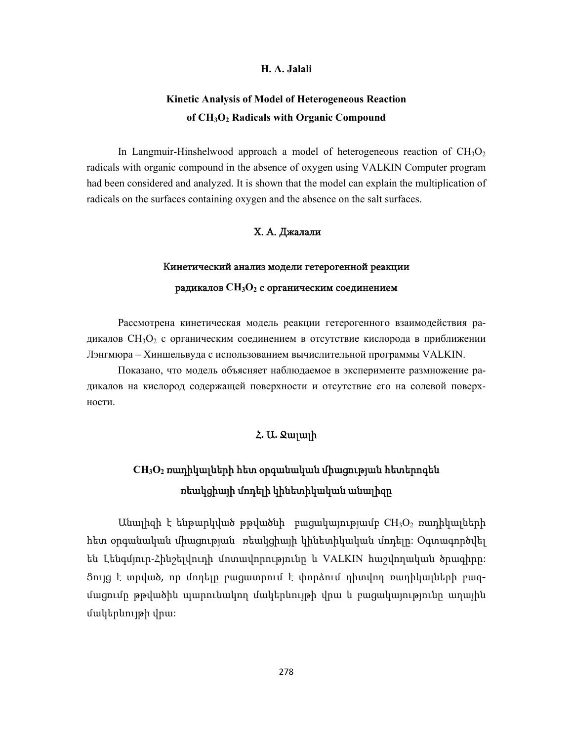**H. A. Jalali**

## Kinetic Analysis of Model of Heterogeneous Reaction of $CH_3O_2$ Radicals with Organic Compound

In Langmuir-Hinshelwood approach a model of heterogeneous reaction of $CH_3O_2$ radicals with organic compound in the absence of oxygen using VALKIN Computer program had been considered and analyzed. It is shown that the model can explain the multiplication of radicals on the surfaces containing oxygen and the absence on the salt surfaces.

**Х. А. Джалали**

## Кинетический анализ модели гетерогенной реакции радикалов $CH_3O_2$ с органическим соединением

Рассмотрена кинетическая модель реакции гетерогенного взаимодействия радикалов $CH_3O_2$ с органическим соединением в отсутствие кислорода в приближении Лэнгмюра – Хиншельвуда с использованием вычислительной программы VALKIN.

Показано, что модель объясняет наблюдаемое в эксперименте размножение радикалов на кислород содержащей поверхности и отсутствие его на солевой поверхности.

**Հ. Ա. Ջալալի**

## $CH_3O_2$ ռադիկալների հետ օրգանական միացության հետերոգեն ռեակցիայի մոդելի կինետիկական անալիզը

Անալիզի է ենթարկված թթվածնի բացակայությամբ $CH_3O_2$ ռադիկալների հետ օրգանական միացության ռեակցիայի կինետիկական մոդելը: Օգտագործվել են Լենգմյուր-Հինշելվուդի մոտավորությունը և VALKIN հաշվողական ծրագիրը: Ցույց է տրված, որ մոդելը բացատրում է փորձում դիտվող ռադիկալների բազմացումը թթվածին պարունակող մակերևույթի վրա և բացակայությունը աղային մակերևույթի վրա: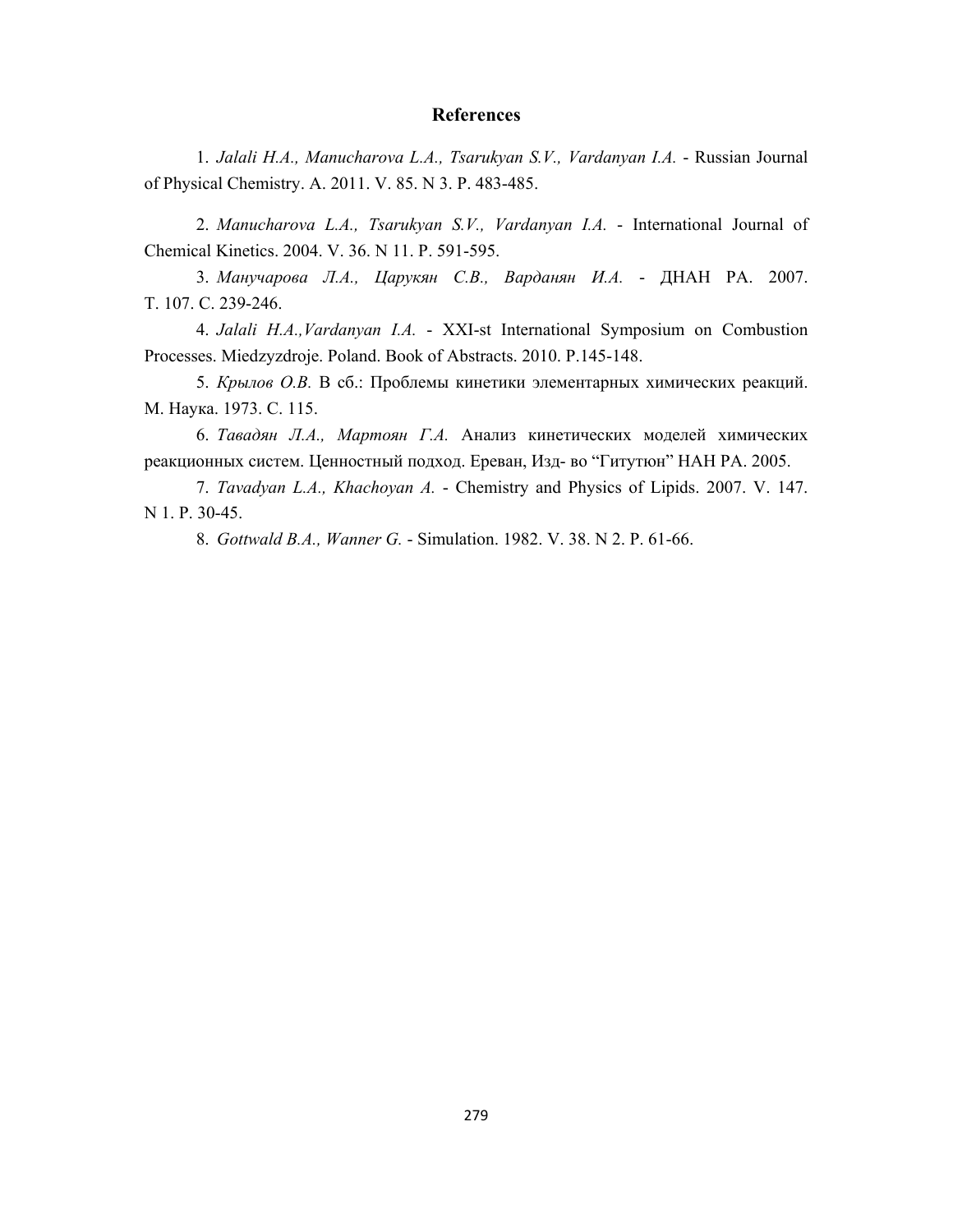## References

1. *Jalali H.A., Manucharova L.A., Tsarukyan S.V., Vardanyan I.A.* - Russian Journal of Physical Chemistry. A. 2011. V. 85. N 3. P. 483-485.

2. *Manucharova L.A., Tsarukyan S.V., Vardanyan I.A.* - International Journal of Chemical Kinetics. 2004. V. 36. N 11. P. 591-595.

3. *Манучарова Л.А., Царукян С.В., Варданян И.А.* - ДНАН РА. 2007. Т. 107. С. 239-246.

4. *Jalali H.A.,Vardanyan I.A.* - XXI-st International Symposium on Combustion Processes. Miedzyzdroje. Poland. Book of Abstracts. 2010. P.145-148.

5. *Крылов О.В.* В сб.: Проблемы кинетики элементарных химических реакций. М. Наука. 1973. С. 115.

6. *Тавадян Л.А., Мартоян Г.А.* Анализ кинетических моделей химических реакционных систем. Ценностный подход. Ереван, Изд- во "Гитутюн" НАН РА. 2005.

7. *Tavadyan L.A., Khachoyan A.* - Chemistry and Physics of Lipids. 2007. V. 147. N 1. P. 30-45.

8. *Gottwald B.A., Wanner G.* - Simulation. 1982. V. 38. N 2. P. 61-66.